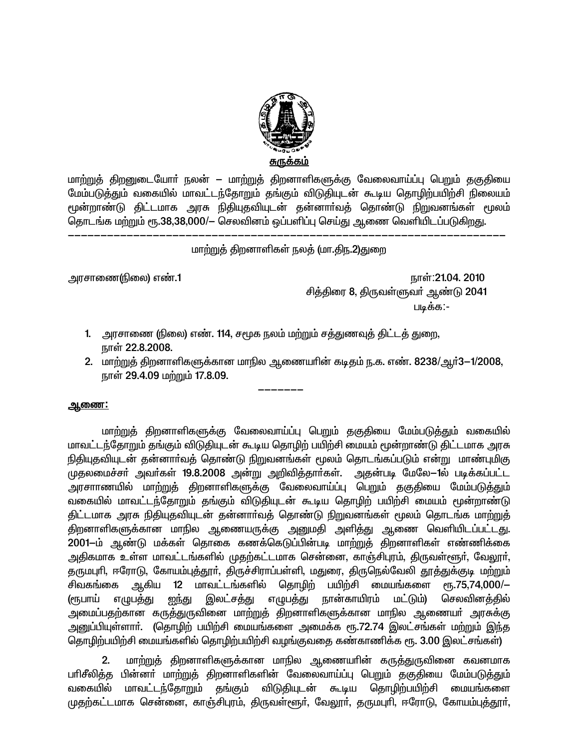**<u>சுருக்கம்</u>**

மாற்றுத் திறனுடையோர் நலன் – மாற்றுத் திறனாளிகளுக்கு வேலைவாய்ப்பு பெறும் தகுதியை மேம்படுத்தும் வகையில் மாவட்டந்தோறும் தங்கும் விடுதியுடன் கூடிய தொழிற்பயிற்சி நிலையம் மூன்றாண்டு திட்டமாக அரசு நிதியுதவியுடன் தன்னார்வத் தொண்டு நிறுவனங்கள் மூலம் தொடங்க மற்றும் ரூ.38,38,000/– செலவினம் ஒப்பளிப்பு செய்து ஆணை வெளியிடப்படுகிறது.

---

மாற்றுத் திறனாளிகள் நலத் (மா.தி.ந.2)துறை

அரசாணை(நிலை) எண்.1 நாள்:21.04. 2010

சித்திரை 8, திருவள்ளுவர் ஆண்டு 2041

படிக்க:-

1. அரசாணை (நிலை) எண். 114, சமூக நலம் மற்றும் சத்துணவுத் திட்டத் துறை, நாள் 22.8.2008.
2. மாற்றுத் திறனாளிகளுக்கான மாநில ஆணையரின் கடிதம் ந.க. எண். 8238/ஆர்3–1/2008, நாள் 29.4.09 மற்றும் 17.8.09.

–––––––

**<u>ஆணை:</u>**

மாற்றுத் திறனாளிகளுக்கு வேலைவாய்ப்பு பெறும் தகுதியை மேம்படுத்தும் வகையில் மாவட்டந்தோறும் தங்கும் விடுதியுடன் கூடிய தொழிற் பயிற்சி மையம் மூன்றாண்டு திட்டமாக அரசு நிதியுதவியுடன் தன்னார்வத் தொண்டு நிறுவனங்கள் மூலம் தொடங்கப்படும் என்று மாண்புமிகு முதலமைச்சர் அவர்கள் 19.8.2008 அன்று அறிவித்தார்கள். அதன்படி மேலே–1ல் படிக்கப்பட்ட அரசாணையில் மாற்றுத் திறனாளிகளுக்கு வேலைவாய்ப்பு பெறும் தகுதியை மேம்படுத்தும் வகையில் மாவட்டந்தோறும் தங்கும் விடுதியுடன் கூடிய தொழிற் பயிற்சி மையம் மூன்றாண்டு திட்டமாக அரசு நிதியுதவியுடன் தன்னார்வத் தொண்டு நிறுவனங்கள் மூலம் தொடங்க மாற்றுத் திறனாளிகளுக்கான மாநில ஆணையருக்கு அனுமதி அளித்து ஆணை வெளியிடப்பட்டது. 2001–ம் ஆண்டு மக்கள் தொகை கணக்கெடுப்பின்படி மாற்றுத் திறனாளிகள் எண்ணிக்கை அதிகமாக உள்ள மாவட்டங்களில் முதற்கட்டமாக சென்னை, காஞ்சிபுரம், திருவள்ளூர், வேலூர், தருமபுரி, ஈரோடு, கோயம்புத்தூர், திருச்சிராப்பள்ளி, மதுரை, திருநெல்வேலி தூத்துக்குடி மற்றும் சிவகங்கை ஆகிய 12 மாவட்டங்களில் தொழிற் பயிற்சி மையங்களை ரூ.75,74,000/– (ரூபாய் எழுபத்து ஐந்து இலட்சத்து எழுபத்து நான்காயிரம் மட்டும்) செலவினத்தில் அமைப்பதற்கான கருத்துருவினை மாற்றுத் திறனாளிகளுக்கான மாநில ஆணையர் அரசுக்கு அனுப்பியுள்ளார். (தொழிற் பயிற்சி மையங்களை அமைக்க ரூ.72.74 இலட்சங்கள் மற்றும் இந்த தொழிற்பயிற்சி மையங்களில் தொழிற்பயிற்சி வழங்குவதை கண்காணிக்க ரூ. 3.00 இலட்சங்கள்)

2. மாற்றுத் திறனாளிகளுக்கான மாநில ஆணையரின் கருத்துருவினை கவனமாக பரிசீலித்த பின்னர் மாற்றுத் திறனாளிகளின் வேலைவாய்ப்பு பெறும் தகுதியை மேம்படுத்தும் வகையில் மாவட்டந்தோறும் தங்கும் விடுதியுடன் கூடிய தொழிற்பயிற்சி மையங்களை முதற்கட்டமாக சென்னை, காஞ்சிபுரம், திருவள்ளூர், வேலூர், தருமபுரி, ஈரோடு, கோயம்புத்தூர்,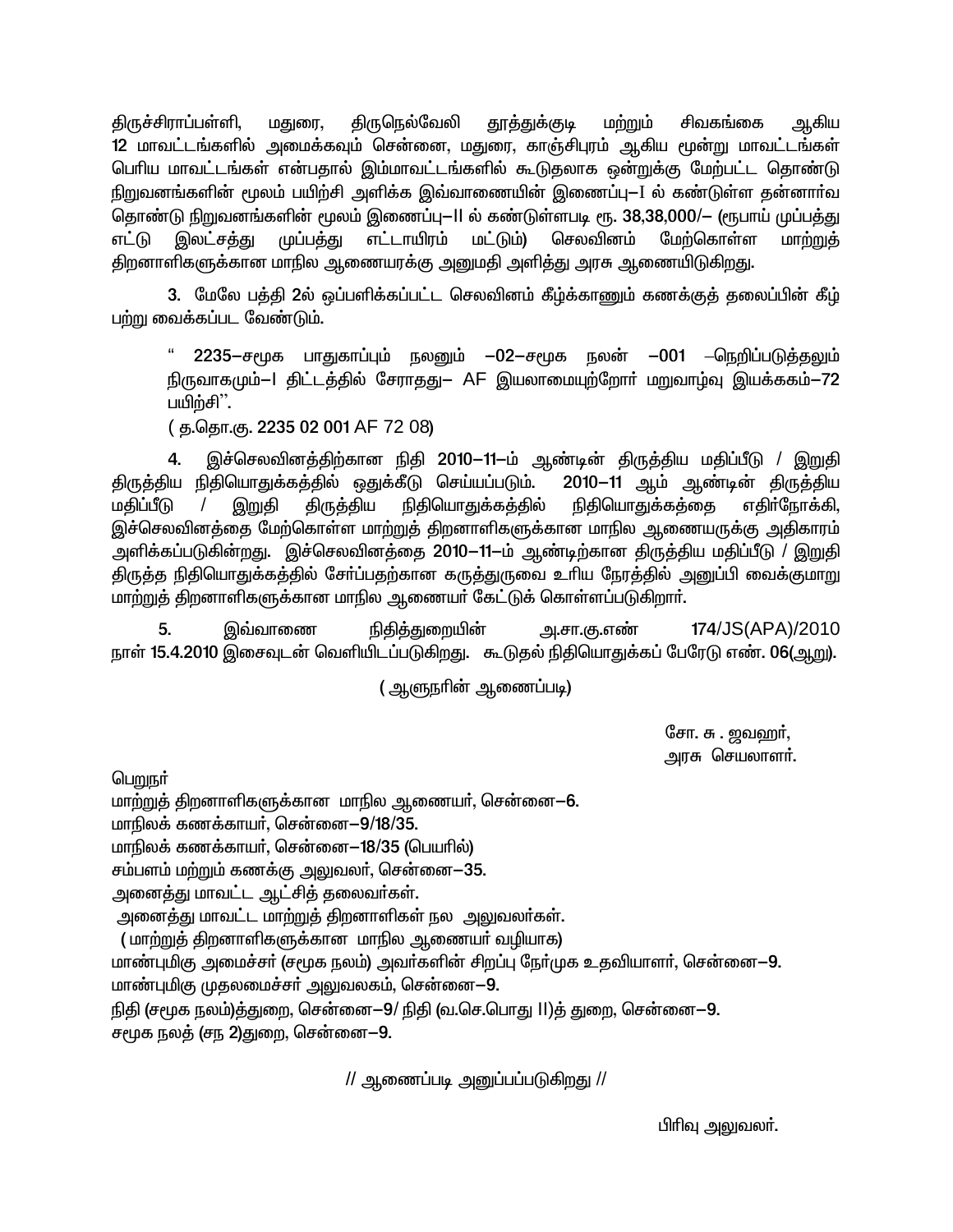திருச்சிராப்பள்ளி, மதுரை, திருநெல்வேலி தூத்துக்குடி மற்றும் சிவகங்கை ஆகிய 12 மாவட்டங்களில் அமைக்கவும் சென்னை, மதுரை, காஞ்சிபுரம் ஆகிய மூன்று மாவட்டங்கள் பெரிய மாவட்டங்கள் என்பதால் இம்மாவட்டங்களில் கூடுதலாக ஒன்றுக்கு மேற்பட்ட தொண்டு நிறுவனங்களின் மூலம் பயிற்சி அளிக்க இவ்வாணையின் இணைப்பு–I ல் கண்டுள்ள தன்னார்வ தொண்டு நிறுவனங்களின் மூலம் இணைப்பு–II ல் கண்டுள்ளபடி ரூ. 38,38,000/– (ரூபாய் முப்பத்து எட்டு இலட்சத்து முப்பத்து எட்டாயிரம் மட்டும்) செலவினம் மேற்கொள்ள மாற்றுத் திறனாளிகளுக்கான மாநில ஆணையரக்கு அனுமதி அளித்து அரசு ஆணையிடுகிறது.

3. மேலே பத்தி 2ல் ஒப்பளிக்கப்பட்ட செலவினம் கீழ்க்காணும் கணக்குத் தலைப்பின் கீழ் பற்று வைக்கப்பட வேண்டும்.

> " **2235–சமூக பாதுகாப்பும் நலனும் –02–சமூக நலன் –001 –நெறிப்படுத்தலும் நிருவாகமும்–I திட்டத்தில் சேராதது– AF இயலாமையுற்றோர் மறுவாழ்வு இயக்ககம்–72 பயிற்சி**".
>
> ( த.தொ.கு. 2235 02 001 AF 72 08)

4. இச்செலவினத்திற்கான நிதி 2010–11–ம் ஆண்டின் திருத்திய மதிப்பீடு / இறுதி திருத்திய நிதியொதுக்கத்தில் ஒதுக்கீடு செய்யப்படும். 2010–11 ஆம் ஆண்டின் திருத்திய மதிப்பீடு / இறுதி திருத்திய நிதியொதுக்கத்தில் நிதியொதுக்கத்தை எதிர்நோக்கி, இச்செலவினத்தை மேற்கொள்ள மாற்றுத் திறனாளிகளுக்கான மாநில ஆணையருக்கு அதிகாரம் அளிக்கப்படுகின்றது. இச்செலவினத்தை 2010–11–ம் ஆண்டிற்கான திருத்திய மதிப்பீடு / இறுதி திருத்த நிதியொதுக்கத்தில் சேர்ப்பதற்கான கருத்துருவை உரிய நேரத்தில் அனுப்பி வைக்குமாறு மாற்றுத் திறனாளிகளுக்கான மாநில ஆணையர் கேட்டுக் கொள்ளப்படுகிறார்.

5. இவ்வாணை நிதித்துறையின் அ.சா.கு.எண் 174/JS(APA)/2010 நாள் 15.4.2010 இசைவுடன் வெளியிடப்படுகிறது. கூடுதல் நிதியொதுக்கப் பேரேடு எண். 06(ஆறு).

( ஆளுநரின் ஆணைப்படி)

சோ. சு . ஜவஹர்,
அரசு செயலாளர்.

பெறுநர்
மாற்றுத் திறனாளிகளுக்கான மாநில ஆணையர், சென்னை–6.
மாநிலக் கணக்காயர், சென்னை–9/18/35.
மாநிலக் கணக்காயர், சென்னை–18/35 (பெயரில்)
சம்பளம் மற்றும் கணக்கு அலுவலர், சென்னை–35.
அனைத்து மாவட்ட ஆட்சித் தலைவர்கள்.
அனைத்து மாவட்ட மாற்றுத் திறனாளிகள் நல அலுவலர்கள்.
( மாற்றுத் திறனாளிகளுக்கான மாநில ஆணையர் வழியாக)
மாண்புமிகு அமைச்சர் (சமூக நலம்) அவர்களின் சிறப்பு நேர்முக உதவியாளர், சென்னை–9.
மாண்புமிகு முதலமைச்சர் அலுவலகம், சென்னை–9.
நிதி (சமூக நலம்)த்துறை, சென்னை–9/ நிதி (வ.செ.பொது II)த் துறை, சென்னை–9.
சமூக நலத் (சந 2)துறை, சென்னை–9.

// ஆணைப்படி அனுப்பப்படுகிறது //

பிரிவு அலுவலர்.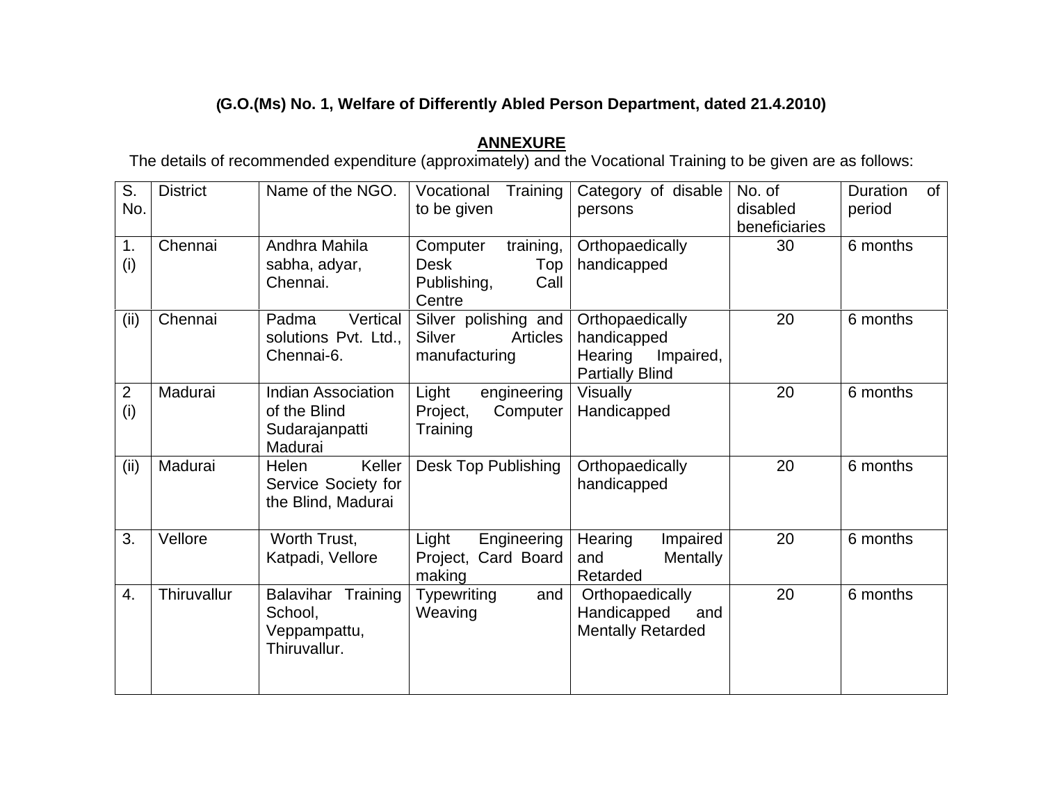**(G.O.(Ms) No. 1, Welfare of Differently Abled Person Department, dated 21.4.2010)**

**ANNEXURE**

The details of recommended expenditure (approximately) and the Vocational Training to be given are as follows:

| S. No. | District | Name of the NGO. | Vocational Training to be given | Category of disable persons | No. of disabled beneficiaries | Duration of period |
|---|---|---|---|---|---|---|
| 1. (i) | Chennai | Andhra Mahila sabha, adyar, Chennai. | Computer training, Desk Top Publishing, Call Centre | Orthopaedically handicapped | 30 | 6 months |
| (ii) | Chennai | Padma Vertical solutions Pvt. Ltd., Chennai-6. | Silver polishing and Silver Articles manufacturing | Orthopaedically handicapped Hearing Impaired, Partially Blind | 20 | 6 months |
| 2 (i) | Madurai | Indian Association of the Blind Sudarajanpatti Madurai | Light engineering Project, Computer Training | Visually Handicapped | 20 | 6 months |
| (ii) | Madurai | Helen Keller Service Society for the Blind, Madurai | Desk Top Publishing | Orthopaedically handicapped | 20 | 6 months |
| 3. | Vellore | Worth Trust, Katpadi, Vellore | Light Engineering Project, Card Board making | Hearing Impaired and Mentally Retarded | 20 | 6 months |
| 4. | Thiruvallur | Balavihar Training School, Veppampattu, Thiruvallur. | Typewriting and Weaving | Orthopaedically Handicapped and Mentally Retarded | 20 | 6 months |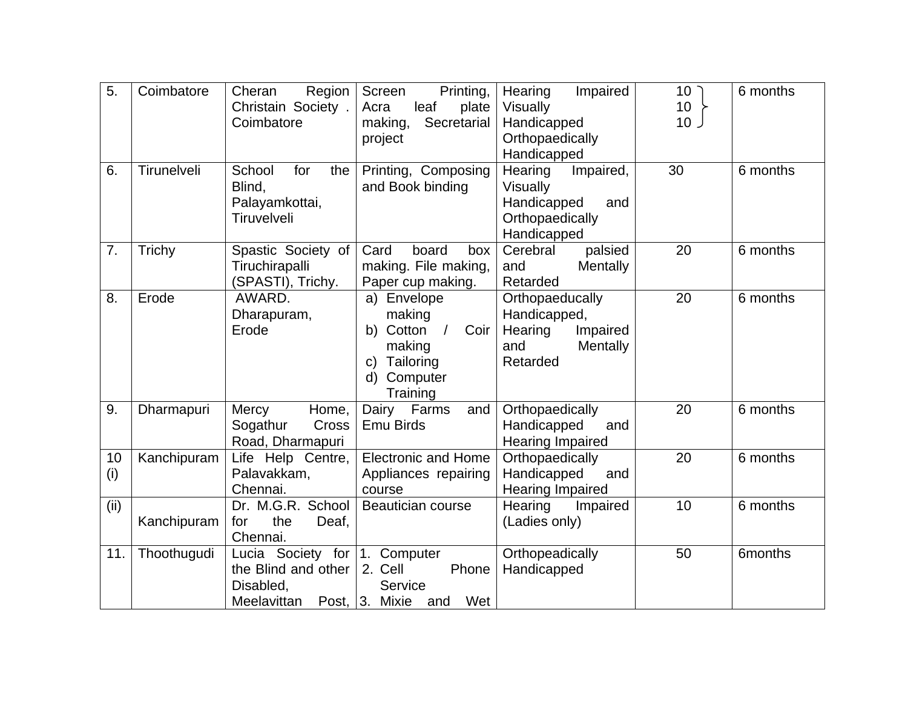| 5. | Coimbatore | Cheran Region Christain Society . Coimbatore | Screen Printing, Acra leaf plate making, Secretarial project | Hearing Impaired Visually Handicapped Orthopaedically Handicapped | 10<br>10<br>10 | 6 months |
|---|---|---|---|---|---|---|
| 6. | Tirunelveli | School for the Blind, Palayamkottai, Tiruvelveli | Printing, Composing and Book binding | Hearing Impaired, Visually Handicapped and Orthopaedically Handicapped | 30 | 6 months |
| 7. | Trichy | Spastic Society of Tiruchirapalli (SPASTI), Trichy. | Card board box making. File making, Paper cup making. | Cerebral palsied and Mentally Retarded | 20 | 6 months |
| 8. | Erode | AWARD. Dharapuram, Erode | a) Envelope making<br>b) Cotton / Coir making<br>c) Tailoring<br>d) Computer Training | Orthopaeducally Handicapped, Hearing Impaired and Mentally Retarded | 20 | 6 months |
| 9. | Dharmapuri | Mercy Home, Sogathur Cross Road, Dharmapuri | Dairy Farms and Emu Birds | Orthopaedically Handicapped and Hearing Impaired | 20 | 6 months |
| 10 (i) | Kanchipuram | Life Help Centre, Palavakkam, Chennai. | Electronic and Home Appliances repairing course | Orthopaedically Handicapped and Hearing Impaired | 20 | 6 months |
| (ii) | Kanchipuram | Dr. M.G.R. School for the Deaf, Chennai. | Beautician course | Hearing Impaired (Ladies only) | 10 | 6 months |
| 11. | Thoothugudi | Lucia Society for the Blind and other Disabled, Meelavittan Post, | 1. Computer<br>2. Cell Phone Service<br>3. Mixie and Wet | Orthopeadically Handicapped | 50 | 6months |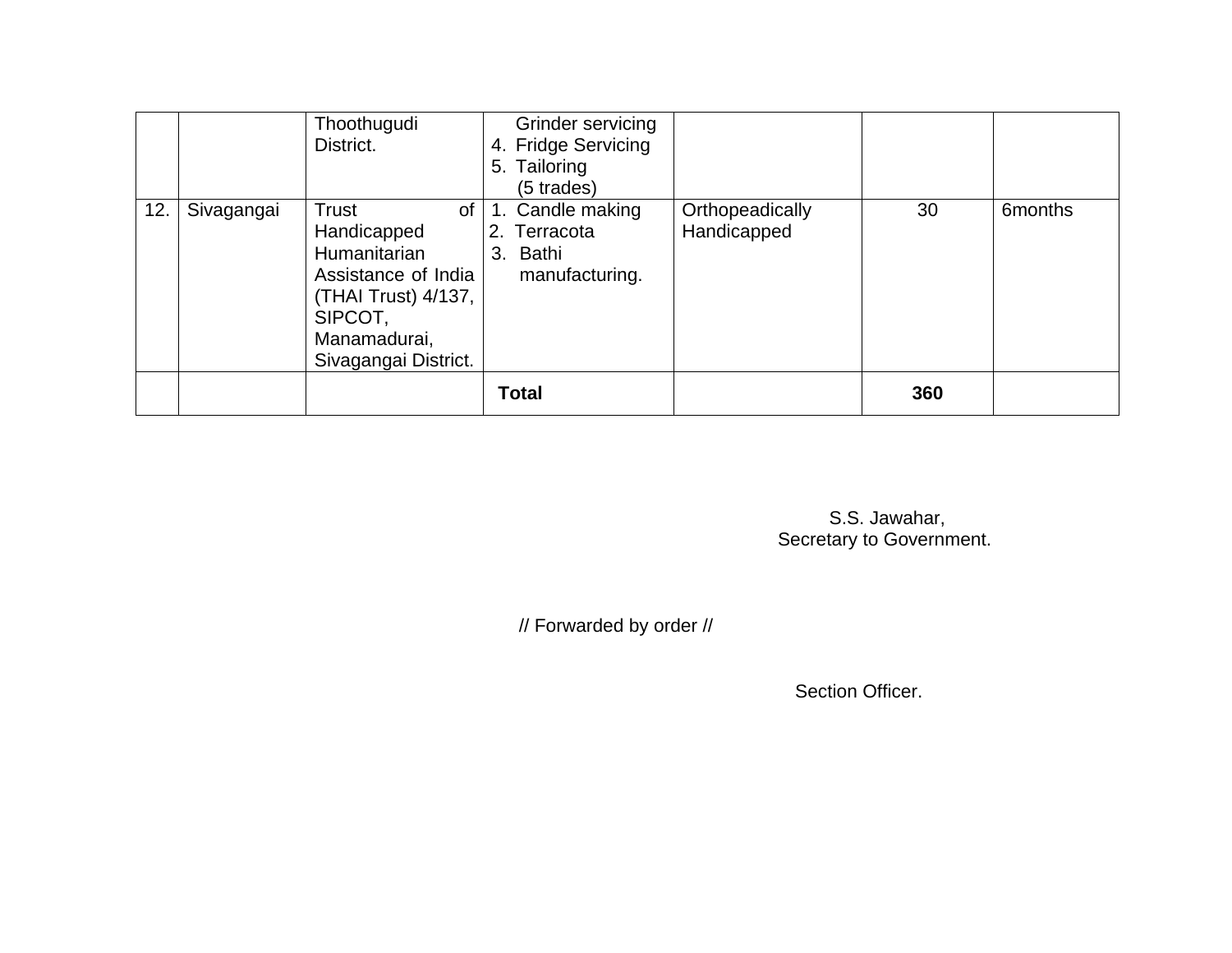| | | | | | | |
|---|---|---|---|---|---|---|
| | | Thoothugudi District. | Grinder servicing<br>4. Fridge Servicing<br>5. Tailoring<br>(5 trades) | | | |
| 12. | Sivagangai | Trust of Handicapped Humanitarian Assistance of India (THAI Trust) 4/137, SIPCOT, Manamadurai, Sivagangai District. | 1. Candle making<br>2. Terracota<br>3. Bathi manufacturing. | Orthopeadically Handicapped | 30 | 6months |
| | | | **Total** | | **360** | |

S.S. Jawahar,
Secretary to Government.

// Forwarded by order //

Section Officer.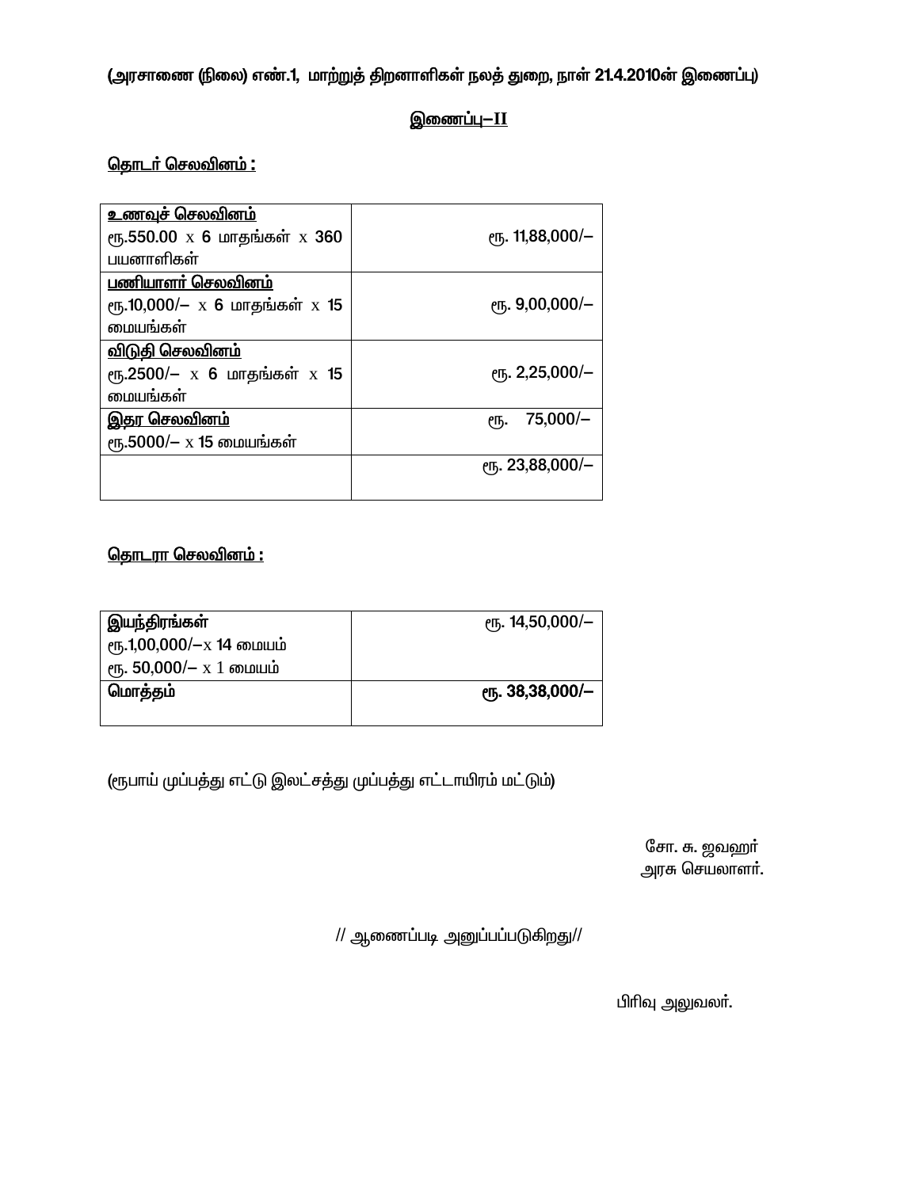(அரசாணை (நிலை) எண்.1, மாற்றுத் திறனாளிகள் நலத் துறை, நாள் 21.4.2010ன் இணைப்பு)

## இணைப்பு–II

**தொடர் செலவினம் :**

| | |
|---|---|
| **உணவுச் செலவினம்**<br>ரூ.550.00 x 6 மாதங்கள் x 360 பயனாளிகள் | ரூ. 11,88,000/– |
| **பணியாளர் செலவினம்**<br>ரூ.10,000/– x 6 மாதங்கள் x 15 மையங்கள் | ரூ. 9,00,000/– |
| **விடுதி செலவினம்**<br>ரூ.2500/– x 6 மாதங்கள் x 15 மையங்கள் | ரூ. 2,25,000/– |
| **இதர செலவினம்**<br>ரூ.5000/– x 15 மையங்கள் | ரூ. 75,000/– |
| | ரூ. 23,88,000/– |

**தொடரா செலவினம் :**

| | |
|---|---|
| இயந்திரங்கள்<br>ரூ.1,00,000/–x 14 மையம்<br>ரூ. 50,000/– x 1 மையம் | ரூ. 14,50,000/– |
| **மொத்தம்** | **ரூ. 38,38,000/–** |

(ரூபாய் முப்பத்து எட்டு இலட்சத்து முப்பத்து எட்டாயிரம் மட்டும்)

சோ. சு. ஜவஹர்
அரசு செயலாளர்.

// ஆணைப்படி அனுப்பப்படுகிறது//

பிரிவு அலுவலர்.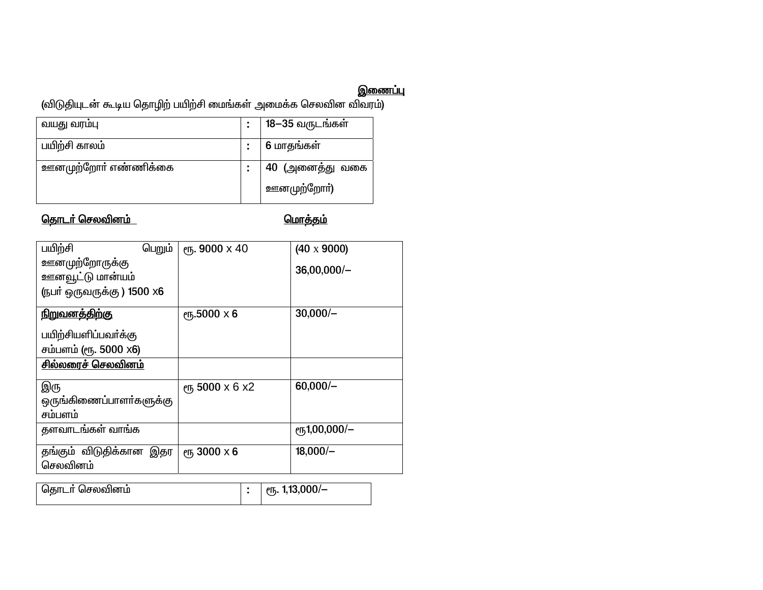**இணைப்பு**

(விடுதியுடன் கூடிய தொழிற் பயிற்சி மையங்கள் அமைக்க செலவின விவரம்)

| | | |
|---|---|---|
| வயது வரம்பு | : | 18–35 வருடங்கள் |
| பயிற்சி காலம் | : | 6 மாதங்கள் |
| ஊனமுற்றோர் எண்ணிக்கை | : | 40 (அனைத்து வகை ஊனமுற்றோர்) |

**தொடர் செலவினம்** **மொத்தம்**

| | | |
|---|---|---|
| பயிற்சி பெறும் ஊனமுற்றோருக்கு ஊனவூட்டு மான்யம் (நபர் ஒருவருக்கு ) 1500 x6 | ரூ. 9000 x 40 | (40 x 9000) 36,00,000/– |
| **நிறுவனத்திற்கு** பயிற்சியளிப்பவர்க்கு சம்பளம் (ரூ. 5000 x6) | ரூ.5000 x 6 | 30,000/– |
| **சில்லரைச் செலவினம்** | | |
| இரு ஒருங்கிணைப்பாளர்களுக்கு சம்பளம் | ரூ 5000 x 6 x2 | 60,000/– |
| தளவாடங்கள் வாங்க | | ரூ1,00,000/– |
| தங்கும் விடுதிக்கான இதர செலவினம் | ரூ 3000 x 6 | 18,000/– |

| | | |
|---|---|---|
| தொடர் செலவினம் | : | ரூ. 1,13,000/– |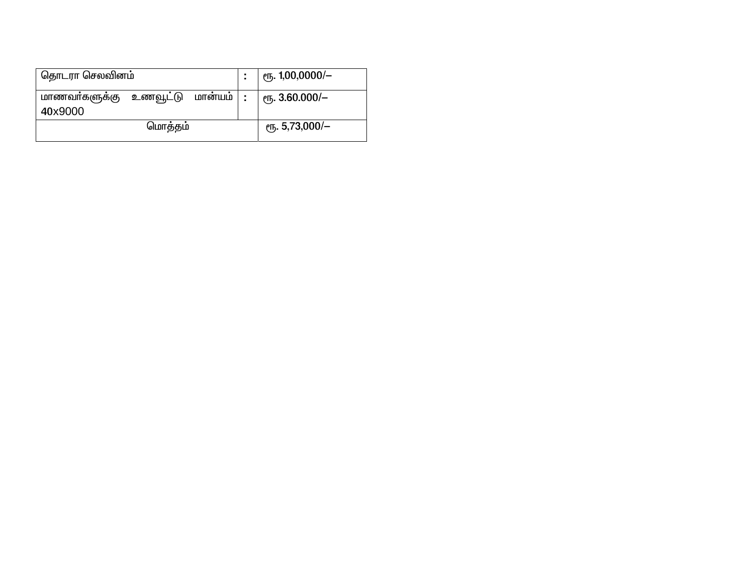| | | |
|---|---|---|
| தொடரா செலவினம் | : | ரூ. 1,00,0000/– |
| மாணவர்களுக்கு உணவூட்டு மான்யம் 40x9000 | : | ரூ. 3.60.000/– |
| மொத்தம் | | ரூ. 5,73,000/– |